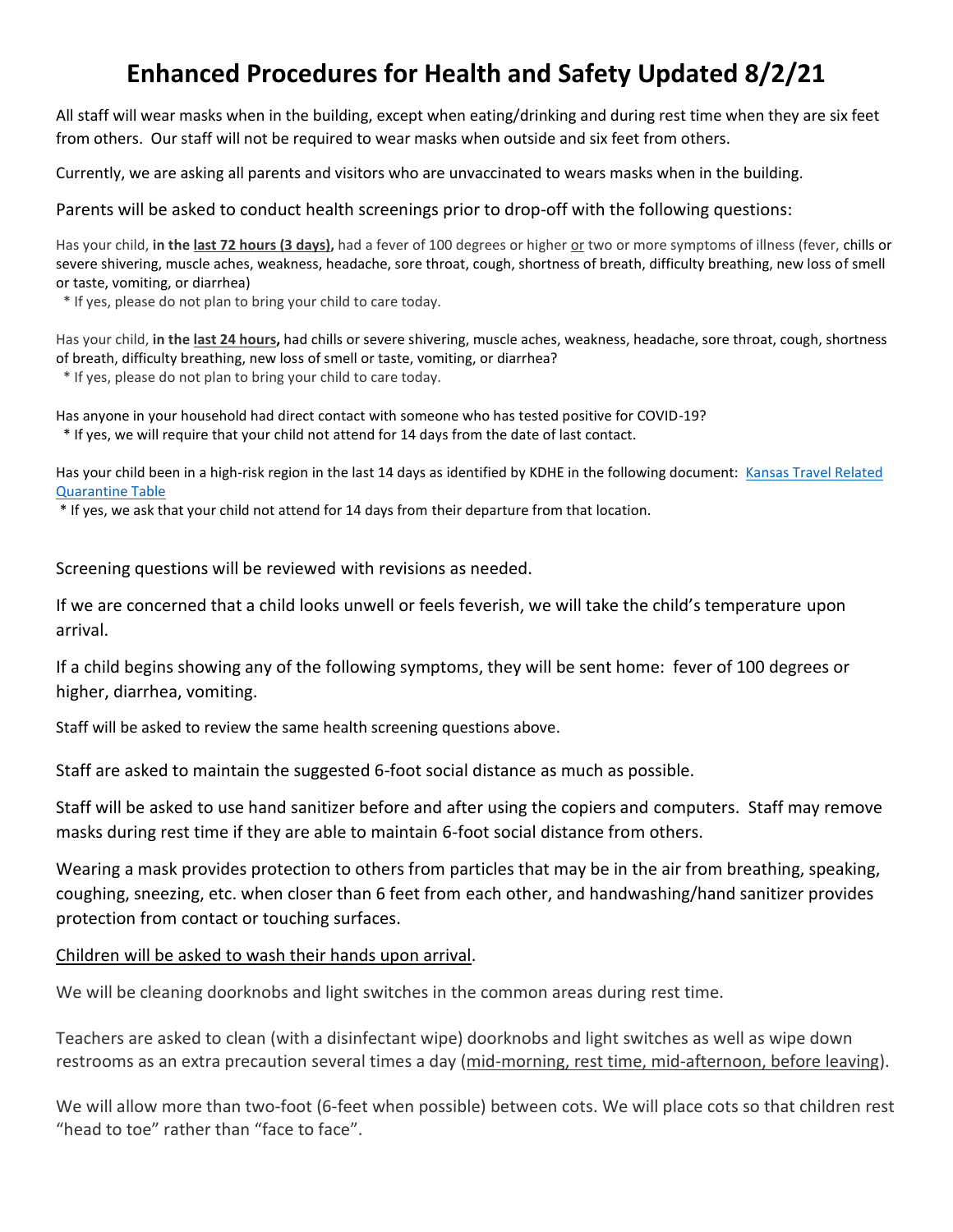# Enhanced Procedures for Health and Safety Updated 8/2/21

All staff will wear masks when in the building, except when eating/drinking and during rest time when they are six feet from others. Our staff will not be required to wear masks when outside and six feet from others.

Currently, we are asking all parents and visitors who are unvaccinated to wears masks when in the building.

Parents will be asked to conduct health screenings prior to drop-off with the following questions:

Has your child, **in the <u>last 72 hours (3 days)</u>,** had a fever of 100 degrees or higher <u>or</u> two or more symptoms of illness (fever, chills or severe shivering, muscle aches, weakness, headache, sore throat, cough, shortness of breath, difficulty breathing, new loss of smell or taste, vomiting, or diarrhea)
 * If yes, please do not plan to bring your child to care today.

Has your child, **in the <u>last 24 hours</u>,** had chills or severe shivering, muscle aches, weakness, headache, sore throat, cough, shortness of breath, difficulty breathing, new loss of smell or taste, vomiting, or diarrhea?
 * If yes, please do not plan to bring your child to care today.

Has anyone in your household had direct contact with someone who has tested positive for COVID-19?
 * If yes, we will require that your child not attend for 14 days from the date of last contact.

Has your child been in a high-risk region in the last 14 days as identified by KDHE in the following document: [Kansas Travel Related Quarantine Table]
 * If yes, we ask that your child not attend for 14 days from their departure from that location.

Screening questions will be reviewed with revisions as needed.

If we are concerned that a child looks unwell or feels feverish, we will take the child's temperature upon arrival.

If a child begins showing any of the following symptoms, they will be sent home: fever of 100 degrees or higher, diarrhea, vomiting.

Staff will be asked to review the same health screening questions above.

Staff are asked to maintain the suggested 6-foot social distance as much as possible.

Staff will be asked to use hand sanitizer before and after using the copiers and computers. Staff may remove masks during rest time if they are able to maintain 6-foot social distance from others.

Wearing a mask provides protection to others from particles that may be in the air from breathing, speaking, coughing, sneezing, etc. when closer than 6 feet from each other, and handwashing/hand sanitizer provides protection from contact or touching surfaces.

<u>Children will be asked to wash their hands upon arrival</u>.

We will be cleaning doorknobs and light switches in the common areas during rest time.

Teachers are asked to clean (with a disinfectant wipe) doorknobs and light switches as well as wipe down restrooms as an extra precaution several times a day (<u>mid-morning, rest time, mid-afternoon, before leaving</u>).

We will allow more than two-foot (6-feet when possible) between cots. We will place cots so that children rest "head to toe" rather than "face to face".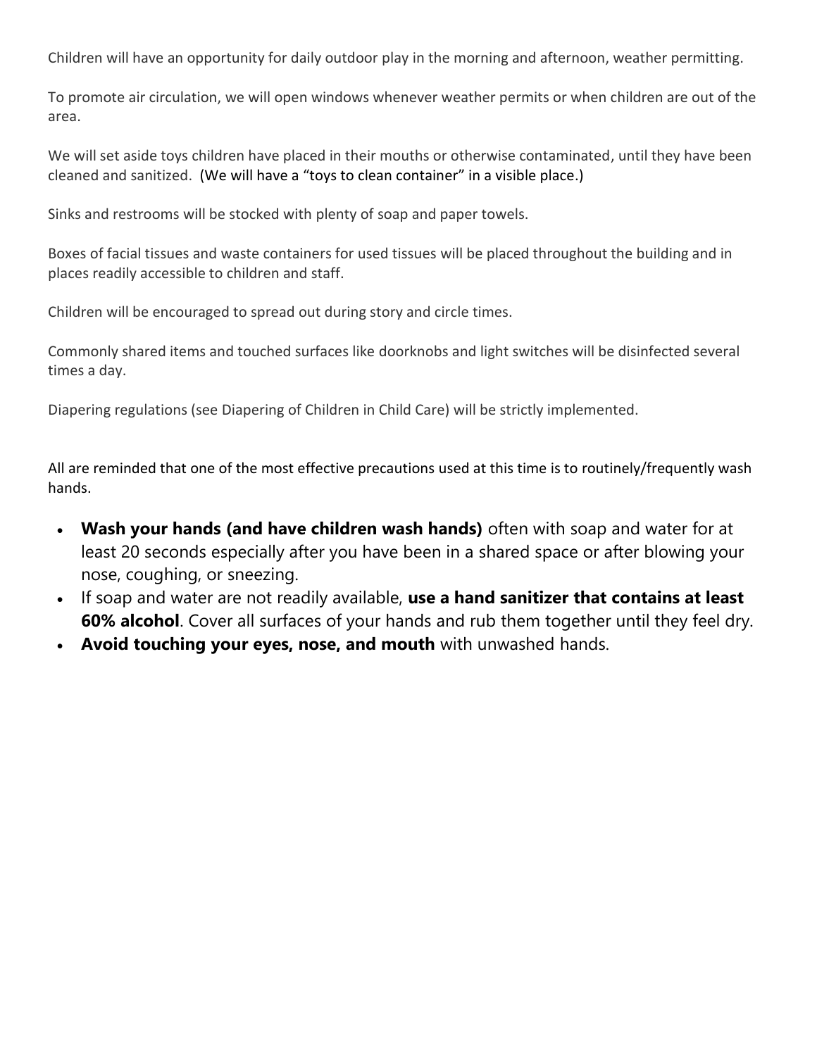Children will have an opportunity for daily outdoor play in the morning and afternoon, weather permitting.

To promote air circulation, we will open windows whenever weather permits or when children are out of the area.

We will set aside toys children have placed in their mouths or otherwise contaminated, until they have been cleaned and sanitized. (We will have a "toys to clean container" in a visible place.)

Sinks and restrooms will be stocked with plenty of soap and paper towels.

Boxes of facial tissues and waste containers for used tissues will be placed throughout the building and in places readily accessible to children and staff.

Children will be encouraged to spread out during story and circle times.

Commonly shared items and touched surfaces like doorknobs and light switches will be disinfected several times a day.

Diapering regulations (see Diapering of Children in Child Care) will be strictly implemented.

All are reminded that one of the most effective precautions used at this time is to routinely/frequently wash hands.

- **Wash your hands (and have children wash hands)** often with soap and water for at least 20 seconds especially after you have been in a shared space or after blowing your nose, coughing, or sneezing.
- If soap and water are not readily available, **use a hand sanitizer that contains at least 60% alcohol**. Cover all surfaces of your hands and rub them together until they feel dry.
- **Avoid touching your eyes, nose, and mouth** with unwashed hands.